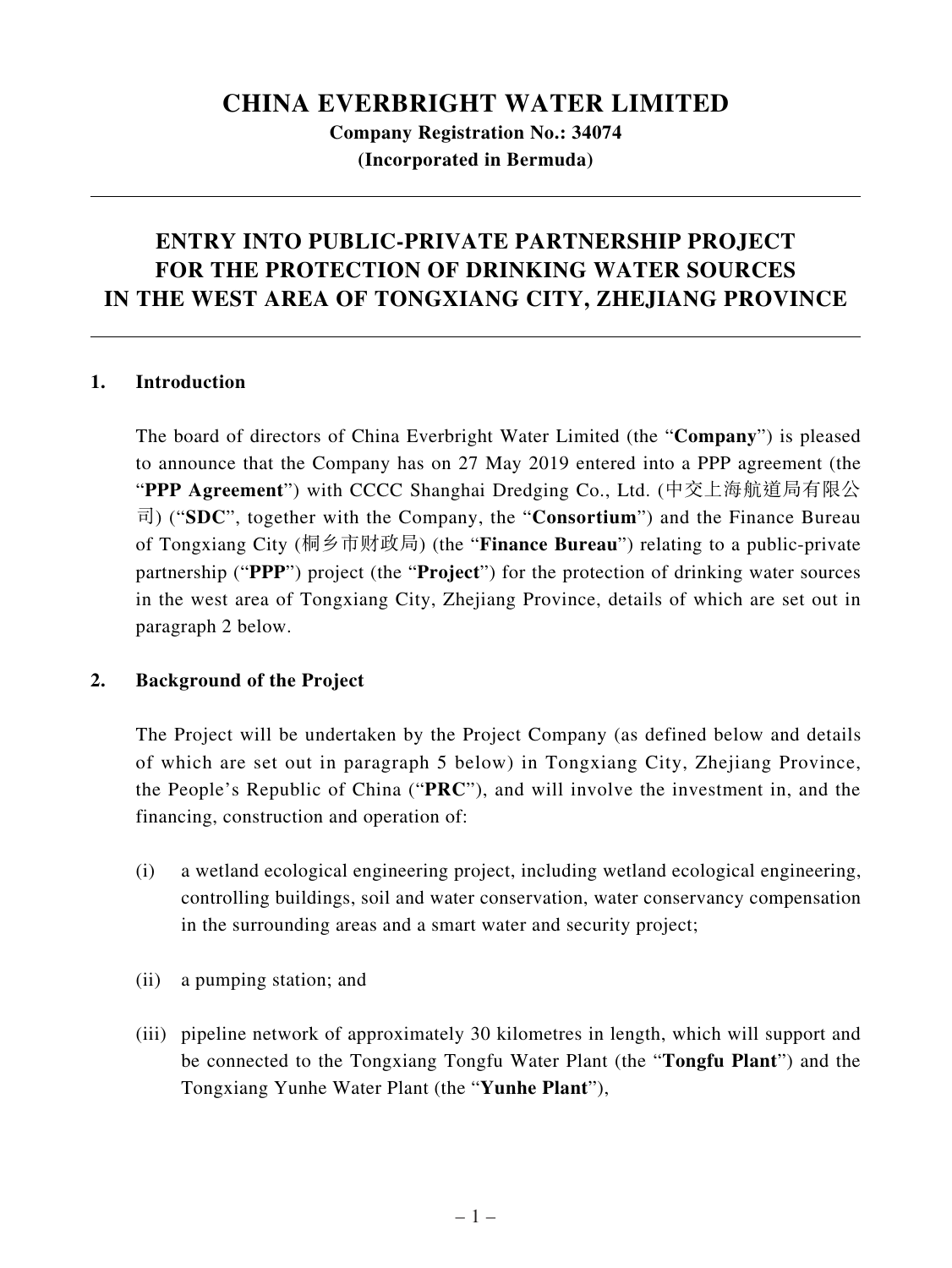# CHINA EVERBRIGHT WATER LIMITED

**Company Registration No.: 34074**
**(Incorporated in Bermuda)**

---

## ENTRY INTO PUBLIC-PRIVATE PARTNERSHIP PROJECT FOR THE PROTECTION OF DRINKING WATER SOURCES IN THE WEST AREA OF TONGXIANG CITY, ZHEJIANG PROVINCE

---

### 1. Introduction

The board of directors of China Everbright Water Limited (the "**Company**") is pleased to announce that the Company has on 27 May 2019 entered into a PPP agreement (the "**PPP Agreement**") with CCCC Shanghai Dredging Co., Ltd. (中交上海航道局有限公司) ("**SDC**", together with the Company, the "**Consortium**") and the Finance Bureau of Tongxiang City (桐乡市财政局) (the "**Finance Bureau**") relating to a public-private partnership ("**PPP**") project (the "**Project**") for the protection of drinking water sources in the west area of Tongxiang City, Zhejiang Province, details of which are set out in paragraph 2 below.

### 2. Background of the Project

The Project will be undertaken by the Project Company (as defined below and details of which are set out in paragraph 5 below) in Tongxiang City, Zhejiang Province, the People's Republic of China ("**PRC**"), and will involve the investment in, and the financing, construction and operation of:

(i) a wetland ecological engineering project, including wetland ecological engineering, controlling buildings, soil and water conservation, water conservancy compensation in the surrounding areas and a smart water and security project;

(ii) a pumping station; and

(iii) pipeline network of approximately 30 kilometres in length, which will support and be connected to the Tongxiang Tongfu Water Plant (the "**Tongfu Plant**") and the Tongxiang Yunhe Water Plant (the "**Yunhe Plant**"),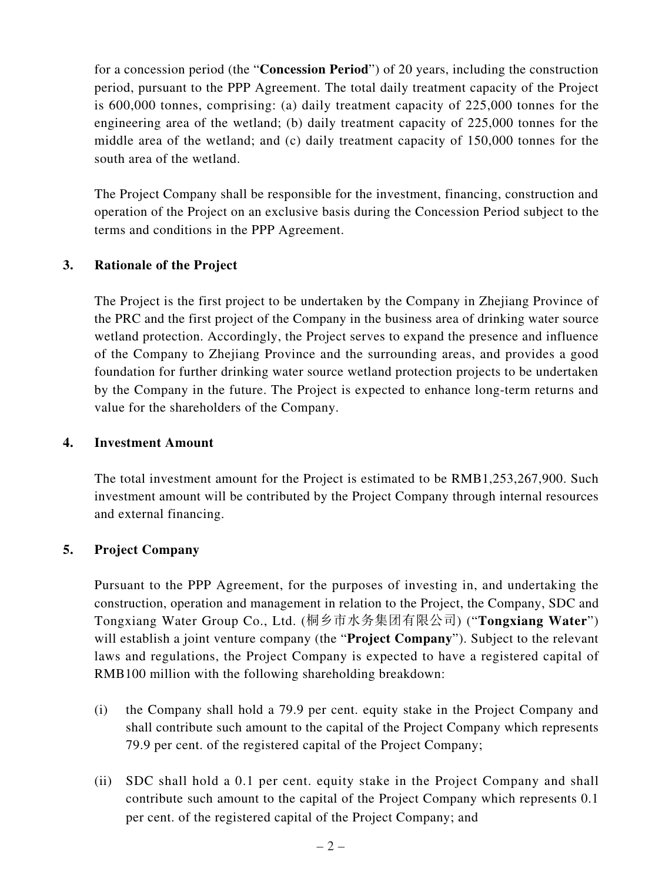for a concession period (the "**Concession Period**") of 20 years, including the construction period, pursuant to the PPP Agreement. The total daily treatment capacity of the Project is 600,000 tonnes, comprising: (a) daily treatment capacity of 225,000 tonnes for the engineering area of the wetland; (b) daily treatment capacity of 225,000 tonnes for the middle area of the wetland; and (c) daily treatment capacity of 150,000 tonnes for the south area of the wetland.

The Project Company shall be responsible for the investment, financing, construction and operation of the Project on an exclusive basis during the Concession Period subject to the terms and conditions in the PPP Agreement.

## 3. Rationale of the Project

The Project is the first project to be undertaken by the Company in Zhejiang Province of the PRC and the first project of the Company in the business area of drinking water source wetland protection. Accordingly, the Project serves to expand the presence and influence of the Company to Zhejiang Province and the surrounding areas, and provides a good foundation for further drinking water source wetland protection projects to be undertaken by the Company in the future. The Project is expected to enhance long-term returns and value for the shareholders of the Company.

## 4. Investment Amount

The total investment amount for the Project is estimated to be RMB1,253,267,900. Such investment amount will be contributed by the Project Company through internal resources and external financing.

## 5. Project Company

Pursuant to the PPP Agreement, for the purposes of investing in, and undertaking the construction, operation and management in relation to the Project, the Company, SDC and Tongxiang Water Group Co., Ltd. (桐乡市水务集团有限公司) ("**Tongxiang Water**") will establish a joint venture company (the "**Project Company**"). Subject to the relevant laws and regulations, the Project Company is expected to have a registered capital of RMB100 million with the following shareholding breakdown:

(i) the Company shall hold a 79.9 per cent. equity stake in the Project Company and shall contribute such amount to the capital of the Project Company which represents 79.9 per cent. of the registered capital of the Project Company;

(ii) SDC shall hold a 0.1 per cent. equity stake in the Project Company and shall contribute such amount to the capital of the Project Company which represents 0.1 per cent. of the registered capital of the Project Company; and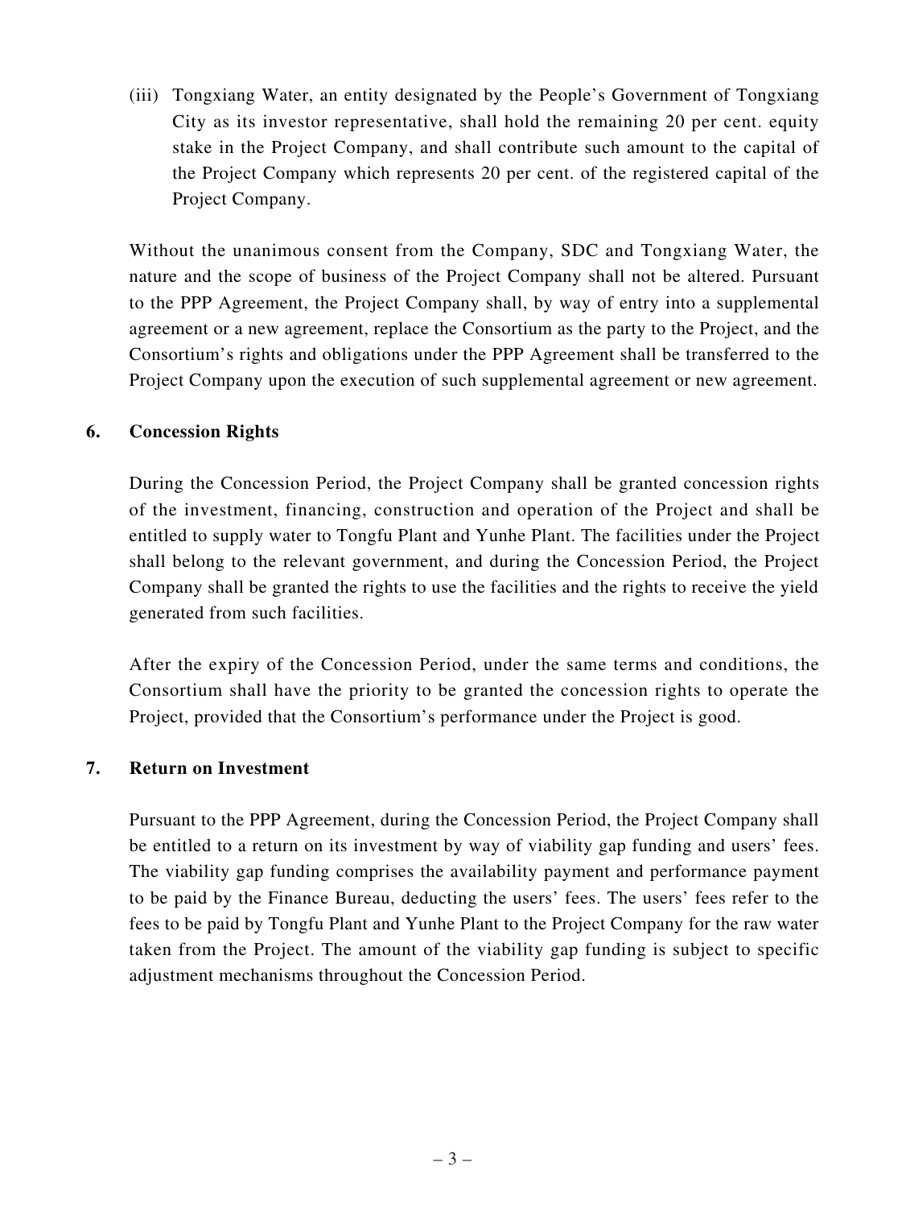(iii) Tongxiang Water, an entity designated by the People's Government of Tongxiang City as its investor representative, shall hold the remaining 20 per cent. equity stake in the Project Company, and shall contribute such amount to the capital of the Project Company which represents 20 per cent. of the registered capital of the Project Company.

Without the unanimous consent from the Company, SDC and Tongxiang Water, the nature and the scope of business of the Project Company shall not be altered. Pursuant to the PPP Agreement, the Project Company shall, by way of entry into a supplemental agreement or a new agreement, replace the Consortium as the party to the Project, and the Consortium's rights and obligations under the PPP Agreement shall be transferred to the Project Company upon the execution of such supplemental agreement or new agreement.

**6. Concession Rights**

During the Concession Period, the Project Company shall be granted concession rights of the investment, financing, construction and operation of the Project and shall be entitled to supply water to Tongfu Plant and Yunhe Plant. The facilities under the Project shall belong to the relevant government, and during the Concession Period, the Project Company shall be granted the rights to use the facilities and the rights to receive the yield generated from such facilities.

After the expiry of the Concession Period, under the same terms and conditions, the Consortium shall have the priority to be granted the concession rights to operate the Project, provided that the Consortium's performance under the Project is good.

**7. Return on Investment**

Pursuant to the PPP Agreement, during the Concession Period, the Project Company shall be entitled to a return on its investment by way of viability gap funding and users' fees. The viability gap funding comprises the availability payment and performance payment to be paid by the Finance Bureau, deducting the users' fees. The users' fees refer to the fees to be paid by Tongfu Plant and Yunhe Plant to the Project Company for the raw water taken from the Project. The amount of the viability gap funding is subject to specific adjustment mechanisms throughout the Concession Period.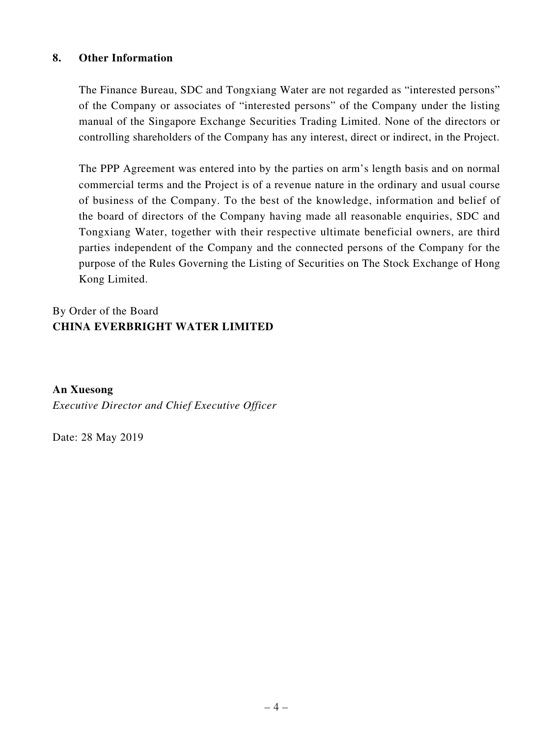## 8. Other Information

The Finance Bureau, SDC and Tongxiang Water are not regarded as "interested persons" of the Company or associates of "interested persons" of the Company under the listing manual of the Singapore Exchange Securities Trading Limited. None of the directors or controlling shareholders of the Company has any interest, direct or indirect, in the Project.

The PPP Agreement was entered into by the parties on arm's length basis and on normal commercial terms and the Project is of a revenue nature in the ordinary and usual course of business of the Company. To the best of the knowledge, information and belief of the board of directors of the Company having made all reasonable enquiries, SDC and Tongxiang Water, together with their respective ultimate beneficial owners, are third parties independent of the Company and the connected persons of the Company for the purpose of the Rules Governing the Listing of Securities on The Stock Exchange of Hong Kong Limited.

By Order of the Board
**CHINA EVERBRIGHT WATER LIMITED**

**An Xuesong**
*Executive Director and Chief Executive Officer*

Date: 28 May 2019